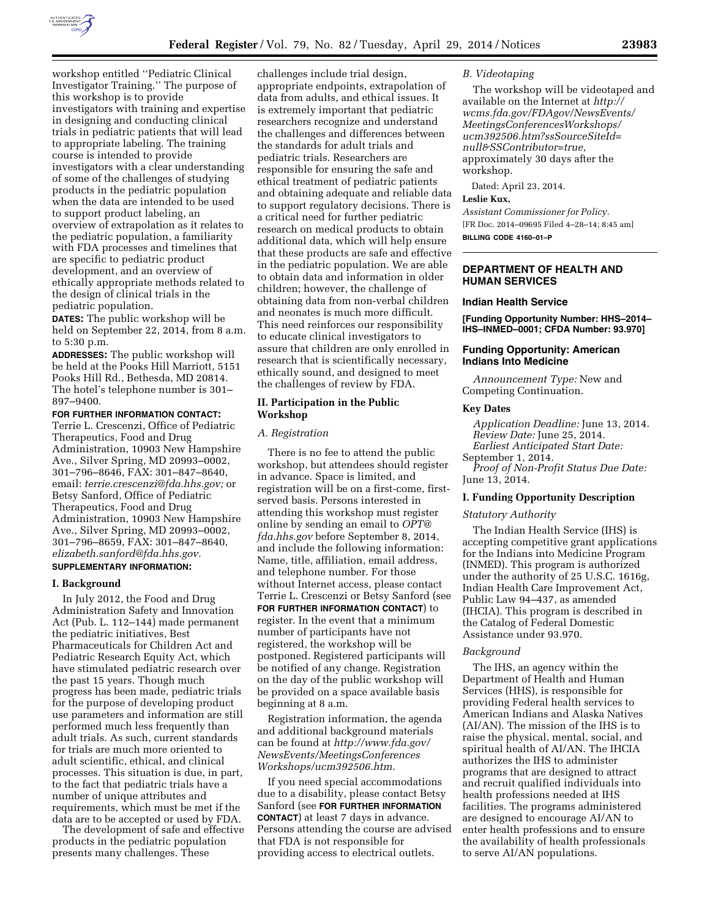workshop entitled ''Pediatric Clinical Investigator Training.'' The purpose of this workshop is to provide investigators with training and expertise in designing and conducting clinical trials in pediatric patients that will lead to appropriate labeling. The training course is intended to provide investigators with a clear understanding of some of the challenges of studying products in the pediatric population when the data are intended to be used to support product labeling, an overview of extrapolation as it relates to the pediatric population, a familiarity with FDA processes and timelines that are specific to pediatric product development, and an overview of ethically appropriate methods related to the design of clinical trials in the pediatric population.

**DATES:** The public workshop will be held on September 22, 2014, from 8 a.m. to 5:30 p.m.

**ADDRESSES:** The public workshop will be held at the Pooks Hill Marriott, 5151 Pooks Hill Rd., Bethesda, MD 20814. The hotel's telephone number is 301–897–9400.

**FOR FURTHER INFORMATION CONTACT:** Terrie L. Crescenzi, Office of Pediatric Therapeutics, Food and Drug Administration, 10903 New Hampshire Ave., Silver Spring, MD 20993–0002, 301–796–8646, FAX: 301–847–8640, email: *terrie.crescenzi@fda.hhs.gov;* or Betsy Sanford, Office of Pediatric Therapeutics, Food and Drug Administration, 10903 New Hampshire Ave., Silver Spring, MD 20993–0002, 301–796–8659, FAX: 301–847–8640, *elizabeth.sanford@fda.hhs.gov.*

**SUPPLEMENTARY INFORMATION:**

## I. Background

In July 2012, the Food and Drug Administration Safety and Innovation Act (Pub. L. 112–144) made permanent the pediatric initiatives, Best Pharmaceuticals for Children Act and Pediatric Research Equity Act, which have stimulated pediatric research over the past 15 years. Though much progress has been made, pediatric trials for the purpose of developing product use parameters and information are still performed much less frequently than adult trials. As such, current standards for trials are much more oriented to adult scientific, ethical, and clinical processes. This situation is due, in part, to the fact that pediatric trials have a number of unique attributes and requirements, which must be met if the data are to be accepted or used by FDA.

The development of safe and effective products in the pediatric population presents many challenges. These challenges include trial design, appropriate endpoints, extrapolation of data from adults, and ethical issues. It is extremely important that pediatric researchers recognize and understand the challenges and differences between the standards for adult trials and pediatric trials. Researchers are responsible for ensuring the safe and ethical treatment of pediatric patients and obtaining adequate and reliable data to support regulatory decisions. There is a critical need for further pediatric research on medical products to obtain additional data, which will help ensure that these products are safe and effective in the pediatric population. We are able to obtain data and information in older children; however, the challenge of obtaining data from non-verbal children and neonates is much more difficult. This need reinforces our responsibility to educate clinical investigators to assure that children are only enrolled in research that is scientifically necessary, ethically sound, and designed to meet the challenges of review by FDA.

## II. Participation in the Public Workshop

### A. Registration

There is no fee to attend the public workshop, but attendees should register in advance. Space is limited, and registration will be on a first-come, first-served basis. Persons interested in attending this workshop must register online by sending an email to *OPT@fda.hhs.gov* before September 8, 2014, and include the following information: Name, title, affiliation, email address, and telephone number. For those without Internet access, please contact Terrie L. Crescenzi or Betsy Sanford (see **FOR FURTHER INFORMATION CONTACT**) to register. In the event that a minimum number of participants have not registered, the workshop will be postponed. Registered participants will be notified of any change. Registration on the day of the public workshop will be provided on a space available basis beginning at 8 a.m.

Registration information, the agenda and additional background materials can be found at *http://www.fda.gov/NewsEvents/MeetingsConferencesWorkshops/ucm392506.htm.*

If you need special accommodations due to a disability, please contact Betsy Sanford (see **FOR FURTHER INFORMATION CONTACT**) at least 7 days in advance. Persons attending the course are advised that FDA is not responsible for providing access to electrical outlets.

### B. Videotaping

The workshop will be videotaped and available on the Internet at *http://wcms.fda.gov/FDAgov/NewsEvents/MeetingsConferencesWorkshops/ucm392506.htm?ssSourceSiteId=null&SSContributor=true,* approximately 30 days after the workshop.

Dated: April 23, 2014.

**Leslie Kux,**

*Assistant Commissioner for Policy.*

[FR Doc. 2014–09695 Filed 4–28–14; 8:45 am]

**BILLING CODE 4160–01–P**

---

# DEPARTMENT OF HEALTH AND HUMAN SERVICES

## Indian Health Service

**[Funding Opportunity Number: HHS–2014–IHS–INMED–0001; CFDA Number: 93.970]**

## Funding Opportunity: American Indians Into Medicine

*Announcement Type:* New and Competing Continuation.

### Key Dates

*Application Deadline:* June 13, 2014.
*Review Date:* June 25, 2014.
*Earliest Anticipated Start Date:* September 1, 2014.
*Proof of Non-Profit Status Due Date:* June 13, 2014.

### I. Funding Opportunity Description

*Statutory Authority*

The Indian Health Service (IHS) is accepting competitive grant applications for the Indians into Medicine Program (INMED). This program is authorized under the authority of 25 U.S.C. 1616g, Indian Health Care Improvement Act, Public Law 94–437, as amended (IHCIA). This program is described in the Catalog of Federal Domestic Assistance under 93.970.

*Background*

The IHS, an agency within the Department of Health and Human Services (HHS), is responsible for providing Federal health services to American Indians and Alaska Natives (AI/AN). The mission of the IHS is to raise the physical, mental, social, and spiritual health of AI/AN. The IHCIA authorizes the IHS to administer programs that are designed to attract and recruit qualified individuals into health professions needed at IHS facilities. The programs administered are designed to encourage AI/AN to enter health professions and to ensure the availability of health professionals to serve AI/AN populations.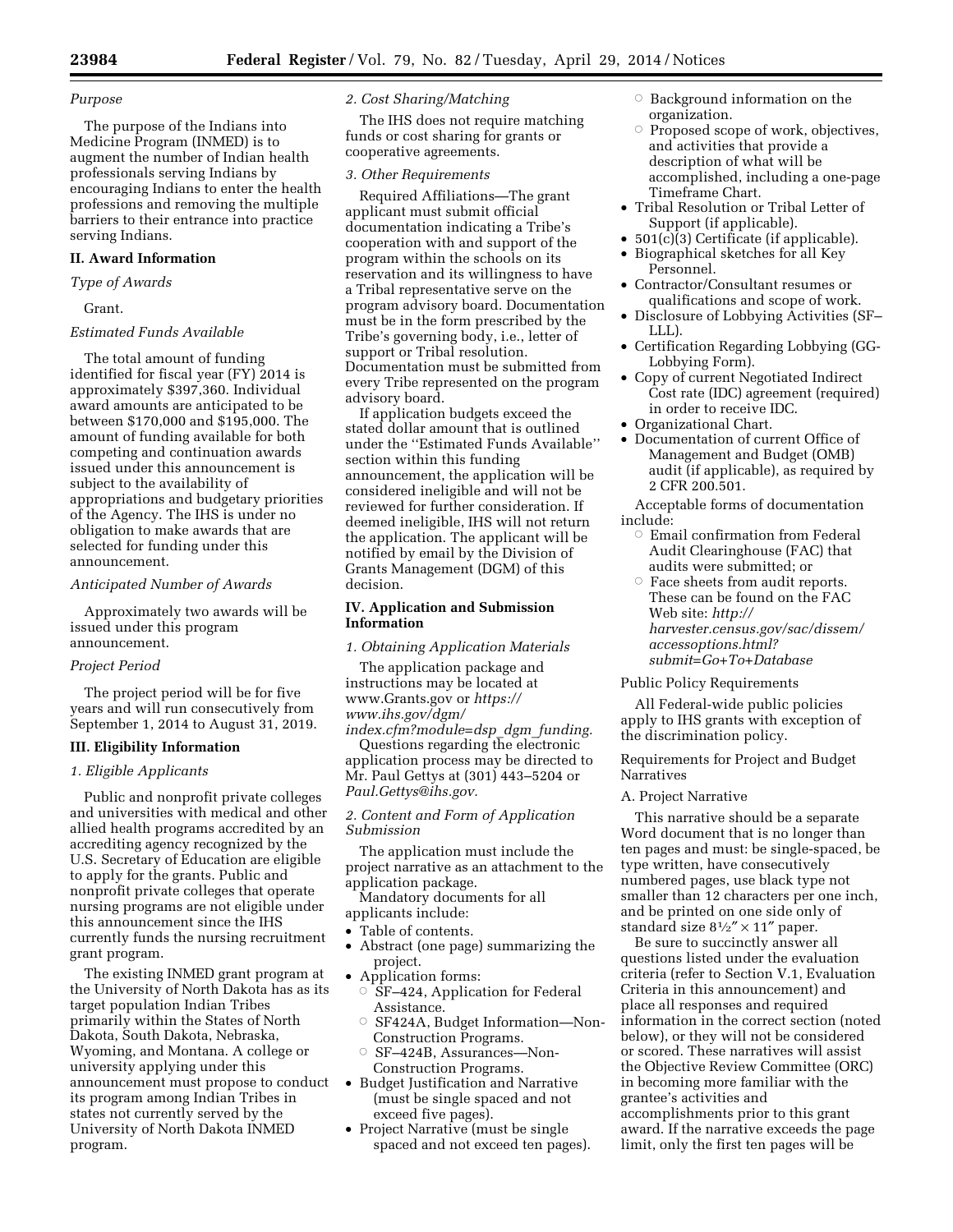*Purpose*

The purpose of the Indians into Medicine Program (INMED) is to augment the number of Indian health professionals serving Indians by encouraging Indians to enter the health professions and removing the multiple barriers to their entrance into practice serving Indians.

## II. Award Information

*Type of Awards*

Grant.

*Estimated Funds Available*

The total amount of funding identified for fiscal year (FY) 2014 is approximately $397,360. Individual award amounts are anticipated to be between $170,000 and $195,000. The amount of funding available for both competing and continuation awards issued under this announcement is subject to the availability of appropriations and budgetary priorities of the Agency. The IHS is under no obligation to make awards that are selected for funding under this announcement.

*Anticipated Number of Awards*

Approximately two awards will be issued under this program announcement.

*Project Period*

The project period will be for five years and will run consecutively from September 1, 2014 to August 31, 2019.

## III. Eligibility Information

*1. Eligible Applicants*

Public and nonprofit private colleges and universities with medical and other allied health programs accredited by an accrediting agency recognized by the U.S. Secretary of Education are eligible to apply for the grants. Public and nonprofit private colleges that operate nursing programs are not eligible under this announcement since the IHS currently funds the nursing recruitment grant program.

The existing INMED grant program at the University of North Dakota has as its target population Indian Tribes primarily within the States of North Dakota, South Dakota, Nebraska, Wyoming, and Montana. A college or university applying under this announcement must propose to conduct its program among Indian Tribes in states not currently served by the University of North Dakota INMED program.

*2. Cost Sharing/Matching*

The IHS does not require matching funds or cost sharing for grants or cooperative agreements.

*3. Other Requirements*

Required Affiliations—The grant applicant must submit official documentation indicating a Tribe's cooperation with and support of the program within the schools on its reservation and its willingness to have a Tribal representative serve on the program advisory board. Documentation must be in the form prescribed by the Tribe's governing body, i.e., letter of support or Tribal resolution. Documentation must be submitted from every Tribe represented on the program advisory board.

If application budgets exceed the stated dollar amount that is outlined under the ''Estimated Funds Available'' section within this funding announcement, the application will be considered ineligible and will not be reviewed for further consideration. If deemed ineligible, IHS will not return the application. The applicant will be notified by email by the Division of Grants Management (DGM) of this decision.

## IV. Application and Submission Information

*1. Obtaining Application Materials*

The application package and instructions may be located at www.Grants.gov or *https://www.ihs.gov/dgm/index.cfm?module=dsp_dgm_funding.*

Questions regarding the electronic application process may be directed to Mr. Paul Gettys at (301) 443–5204 or *Paul.Gettys@ihs.gov.*

*2. Content and Form of Application Submission*

The application must include the project narrative as an attachment to the application package.

Mandatory documents for all applicants include:

- Table of contents.
- Abstract (one page) summarizing the project.
- Application forms:
  - SF–424, Application for Federal Assistance.
  - SF424A, Budget Information—Non-Construction Programs.
  - SF–424B, Assurances—Non-Construction Programs.
- Budget Justification and Narrative (must be single spaced and not exceed five pages).
- Project Narrative (must be single spaced and not exceed ten pages).
  - Background information on the organization.
  - Proposed scope of work, objectives, and activities that provide a description of what will be accomplished, including a one-page Timeframe Chart.
- Tribal Resolution or Tribal Letter of Support (if applicable).
- 501(c)(3) Certificate (if applicable).
- Biographical sketches for all Key Personnel.
- Contractor/Consultant resumes or qualifications and scope of work.
- Disclosure of Lobbying Activities (SF–LLL).
- Certification Regarding Lobbying (GG-Lobbying Form).
- Copy of current Negotiated Indirect Cost rate (IDC) agreement (required) in order to receive IDC.
- Organizational Chart.
- Documentation of current Office of Management and Budget (OMB) audit (if applicable), as required by 2 CFR 200.501.

Acceptable forms of documentation include:

- Email confirmation from Federal Audit Clearinghouse (FAC) that audits were submitted; or
- Face sheets from audit reports. These can be found on the FAC Web site: *http://harvester.census.gov/sac/dissem/accessoptions.html?submit=Go+To+Database*

Public Policy Requirements

All Federal-wide public policies apply to IHS grants with exception of the discrimination policy.

Requirements for Project and Budget Narratives

A. Project Narrative

This narrative should be a separate Word document that is no longer than ten pages and must: be single-spaced, be type written, have consecutively numbered pages, use black type not smaller than 12 characters per one inch, and be printed on one side only of standard size 8½″ × 11″ paper.

Be sure to succinctly answer all questions listed under the evaluation criteria (refer to Section V.1, Evaluation Criteria in this announcement) and place all responses and required information in the correct section (noted below), or they will not be considered or scored. These narratives will assist the Objective Review Committee (ORC) in becoming more familiar with the grantee's activities and accomplishments prior to this grant award. If the narrative exceeds the page limit, only the first ten pages will be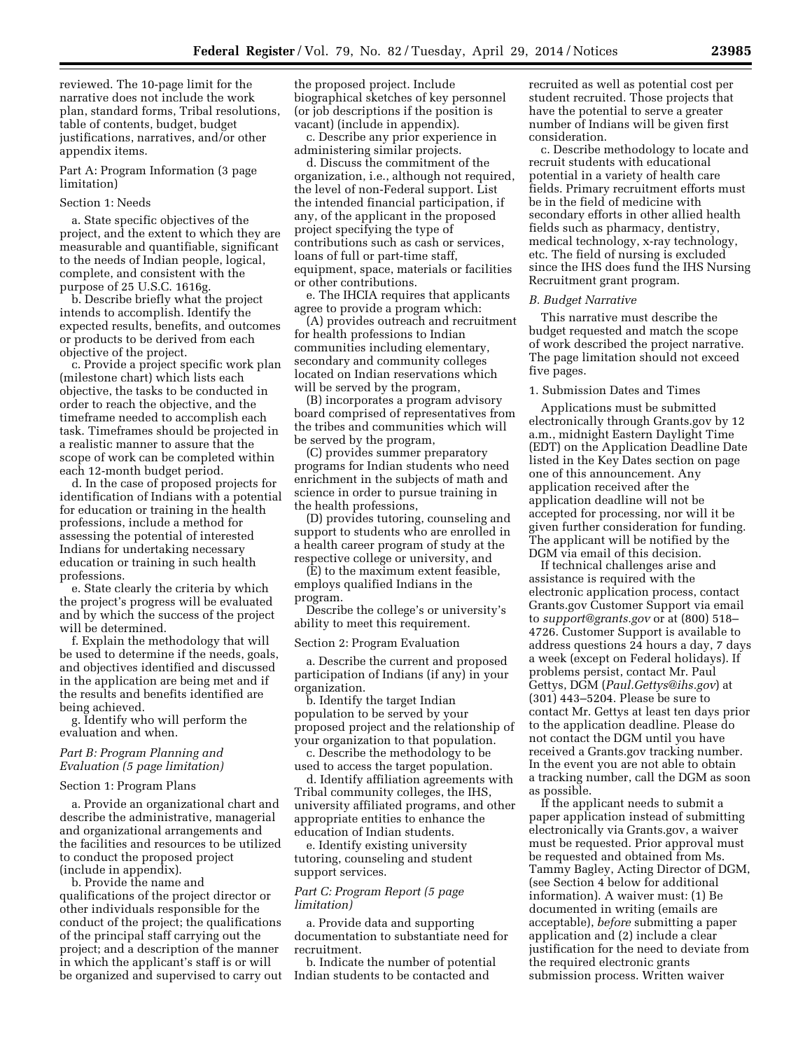reviewed. The 10-page limit for the narrative does not include the work plan, standard forms, Tribal resolutions, table of contents, budget, budget justifications, narratives, and/or other appendix items.

Part A: Program Information (3 page limitation)

Section 1: Needs

a. State specific objectives of the project, and the extent to which they are measurable and quantifiable, significant to the needs of Indian people, logical, complete, and consistent with the purpose of 25 U.S.C. 1616g.

b. Describe briefly what the project intends to accomplish. Identify the expected results, benefits, and outcomes or products to be derived from each objective of the project.

c. Provide a project specific work plan (milestone chart) which lists each objective, the tasks to be conducted in order to reach the objective, and the timeframe needed to accomplish each task. Timeframes should be projected in a realistic manner to assure that the scope of work can be completed within each 12-month budget period.

d. In the case of proposed projects for identification of Indians with a potential for education or training in the health professions, include a method for assessing the potential of interested Indians for undertaking necessary education or training in such health professions.

e. State clearly the criteria by which the project's progress will be evaluated and by which the success of the project will be determined.

f. Explain the methodology that will be used to determine if the needs, goals, and objectives identified and discussed in the application are being met and if the results and benefits identified are being achieved.

g. Identify who will perform the evaluation and when.

*Part B: Program Planning and Evaluation (5 page limitation)*

Section 1: Program Plans

a. Provide an organizational chart and describe the administrative, managerial and organizational arrangements and the facilities and resources to be utilized to conduct the proposed project (include in appendix).

b. Provide the name and qualifications of the project director or other individuals responsible for the conduct of the project; the qualifications of the principal staff carrying out the project; and a description of the manner in which the applicant's staff is or will be organized and supervised to carry out the proposed project. Include biographical sketches of key personnel (or job descriptions if the position is vacant) (include in appendix).

c. Describe any prior experience in administering similar projects.

d. Discuss the commitment of the organization, i.e., although not required, the level of non-Federal support. List the intended financial participation, if any, of the applicant in the proposed project specifying the type of contributions such as cash or services, loans of full or part-time staff, equipment, space, materials or facilities or other contributions.

e. The IHCIA requires that applicants agree to provide a program which:

(A) provides outreach and recruitment for health professions to Indian communities including elementary, secondary and community colleges located on Indian reservations which will be served by the program,

(B) incorporates a program advisory board comprised of representatives from the tribes and communities which will be served by the program,

(C) provides summer preparatory programs for Indian students who need enrichment in the subjects of math and science in order to pursue training in the health professions,

(D) provides tutoring, counseling and support to students who are enrolled in a health career program of study at the respective college or university, and

(E) to the maximum extent feasible, employs qualified Indians in the program.

Describe the college's or university's ability to meet this requirement.

Section 2: Program Evaluation

a. Describe the current and proposed participation of Indians (if any) in your organization.

b. Identify the target Indian population to be served by your proposed project and the relationship of your organization to that population.

c. Describe the methodology to be used to access the target population.

d. Identify affiliation agreements with Tribal community colleges, the IHS, university affiliated programs, and other appropriate entities to enhance the education of Indian students.

e. Identify existing university tutoring, counseling and student support services.

*Part C: Program Report (5 page limitation)*

a. Provide data and supporting documentation to substantiate need for recruitment.

b. Indicate the number of potential Indian students to be contacted and recruited as well as potential cost per student recruited. Those projects that have the potential to serve a greater number of Indians will be given first consideration.

c. Describe methodology to locate and recruit students with educational potential in a variety of health care fields. Primary recruitment efforts must be in the field of medicine with secondary efforts in other allied health fields such as pharmacy, dentistry, medical technology, x-ray technology, etc. The field of nursing is excluded since the IHS does fund the IHS Nursing Recruitment grant program.

*B. Budget Narrative*

This narrative must describe the budget requested and match the scope of work described the project narrative. The page limitation should not exceed five pages.

1. Submission Dates and Times

Applications must be submitted electronically through Grants.gov by 12 a.m., midnight Eastern Daylight Time (EDT) on the Application Deadline Date listed in the Key Dates section on page one of this announcement. Any application received after the application deadline will not be accepted for processing, nor will it be given further consideration for funding. The applicant will be notified by the DGM via email of this decision.

If technical challenges arise and assistance is required with the electronic application process, contact Grants.gov Customer Support via email to *support@grants.gov* or at (800) 518–4726. Customer Support is available to address questions 24 hours a day, 7 days a week (except on Federal holidays). If problems persist, contact Mr. Paul Gettys, DGM (*Paul.Gettys@ihs.gov*) at (301) 443–5204. Please be sure to contact Mr. Gettys at least ten days prior to the application deadline. Please do not contact the DGM until you have received a Grants.gov tracking number. In the event you are not able to obtain a tracking number, call the DGM as soon as possible.

If the applicant needs to submit a paper application instead of submitting electronically via Grants.gov, a waiver must be requested. Prior approval must be requested and obtained from Ms. Tammy Bagley, Acting Director of DGM, (see Section 4 below for additional information). A waiver must: (1) Be documented in writing (emails are acceptable), *before* submitting a paper application and (2) include a clear justification for the need to deviate from the required electronic grants submission process. Written waiver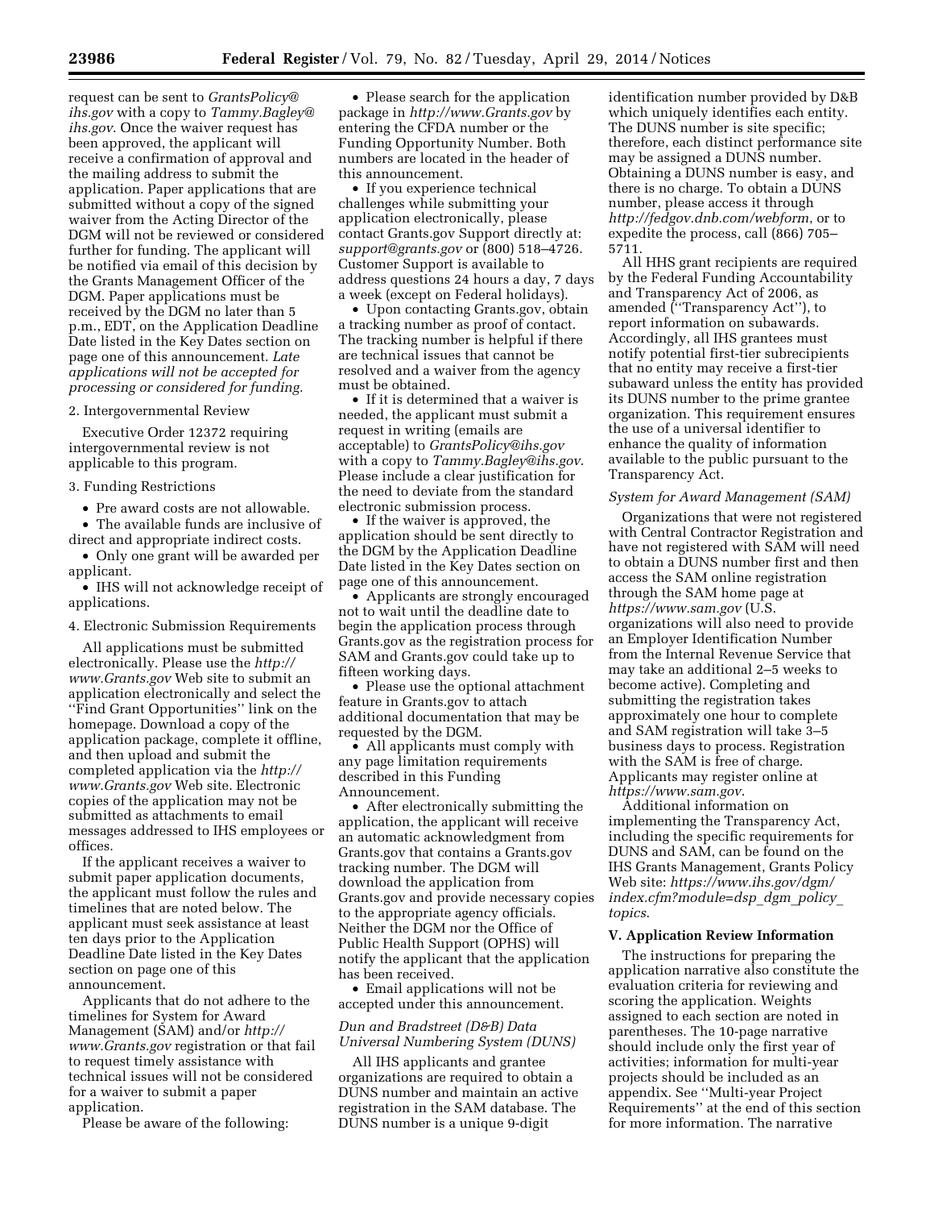request can be sent to *GrantsPolicy@ihs.gov* with a copy to *Tammy.Bagley@ihs.gov*. Once the waiver request has been approved, the applicant will receive a confirmation of approval and the mailing address to submit the application. Paper applications that are submitted without a copy of the signed waiver from the Acting Director of the DGM will not be reviewed or considered further for funding. The applicant will be notified via email of this decision by the Grants Management Officer of the DGM. Paper applications must be received by the DGM no later than 5 p.m., EDT, on the Application Deadline Date listed in the Key Dates section on page one of this announcement. *Late applications will not be accepted for processing or considered for funding.*

2. Intergovernmental Review

Executive Order 12372 requiring intergovernmental review is not applicable to this program.

3. Funding Restrictions

- Pre award costs are not allowable.
- The available funds are inclusive of direct and appropriate indirect costs.
- Only one grant will be awarded per applicant.
- IHS will not acknowledge receipt of applications.

4. Electronic Submission Requirements

All applications must be submitted electronically. Please use the *http://www.Grants.gov* Web site to submit an application electronically and select the ''Find Grant Opportunities'' link on the homepage. Download a copy of the application package, complete it offline, and then upload and submit the completed application via the *http://www.Grants.gov* Web site. Electronic copies of the application may not be submitted as attachments to email messages addressed to IHS employees or offices.

If the applicant receives a waiver to submit paper application documents, the applicant must follow the rules and timelines that are noted below. The applicant must seek assistance at least ten days prior to the Application Deadline Date listed in the Key Dates section on page one of this announcement.

Applicants that do not adhere to the timelines for System for Award Management (SAM) and/or *http://www.Grants.gov* registration or that fail to request timely assistance with technical issues will not be considered for a waiver to submit a paper application.

Please be aware of the following:

- Please search for the application package in *http://www.Grants.gov* by entering the CFDA number or the Funding Opportunity Number. Both numbers are located in the header of this announcement.
- If you experience technical challenges while submitting your application electronically, please contact Grants.gov Support directly at: *support@grants.gov* or (800) 518–4726. Customer Support is available to address questions 24 hours a day, 7 days a week (except on Federal holidays).
- Upon contacting Grants.gov, obtain a tracking number as proof of contact. The tracking number is helpful if there are technical issues that cannot be resolved and a waiver from the agency must be obtained.
- If it is determined that a waiver is needed, the applicant must submit a request in writing (emails are acceptable) to *GrantsPolicy@ihs.gov* with a copy to *Tammy.Bagley@ihs.gov*. Please include a clear justification for the need to deviate from the standard electronic submission process.
- If the waiver is approved, the application should be sent directly to the DGM by the Application Deadline Date listed in the Key Dates section on page one of this announcement.
- Applicants are strongly encouraged not to wait until the deadline date to begin the application process through Grants.gov as the registration process for SAM and Grants.gov could take up to fifteen working days.
- Please use the optional attachment feature in Grants.gov to attach additional documentation that may be requested by the DGM.
- All applicants must comply with any page limitation requirements described in this Funding Announcement.
- After electronically submitting the application, the applicant will receive an automatic acknowledgment from Grants.gov that contains a Grants.gov tracking number. The DGM will download the application from Grants.gov and provide necessary copies to the appropriate agency officials. Neither the DGM nor the Office of Public Health Support (OPHS) will notify the applicant that the application has been received.
- Email applications will not be accepted under this announcement.

*Dun and Bradstreet (D&B) Data Universal Numbering System (DUNS)*

All IHS applicants and grantee organizations are required to obtain a DUNS number and maintain an active registration in the SAM database. The DUNS number is a unique 9-digit identification number provided by D&B which uniquely identifies each entity. The DUNS number is site specific; therefore, each distinct performance site may be assigned a DUNS number. Obtaining a DUNS number is easy, and there is no charge. To obtain a DUNS number, please access it through *http://fedgov.dnb.com/webform*, or to expedite the process, call (866) 705–5711.

All HHS grant recipients are required by the Federal Funding Accountability and Transparency Act of 2006, as amended (''Transparency Act''), to report information on subawards. Accordingly, all IHS grantees must notify potential first-tier subrecipients that no entity may receive a first-tier subaward unless the entity has provided its DUNS number to the prime grantee organization. This requirement ensures the use of a universal identifier to enhance the quality of information available to the public pursuant to the Transparency Act.

*System for Award Management (SAM)*

Organizations that were not registered with Central Contractor Registration and have not registered with SAM will need to obtain a DUNS number first and then access the SAM online registration through the SAM home page at *https://www.sam.gov* (U.S. organizations will also need to provide an Employer Identification Number from the Internal Revenue Service that may take an additional 2–5 weeks to become active). Completing and submitting the registration takes approximately one hour to complete and SAM registration will take 3–5 business days to process. Registration with the SAM is free of charge. Applicants may register online at *https://www.sam.gov*.

Additional information on implementing the Transparency Act, including the specific requirements for DUNS and SAM, can be found on the IHS Grants Management, Grants Policy Web site: *https://www.ihs.gov/dgm/index.cfm?module=dsp_dgm_policy_topics*.

## V. Application Review Information

The instructions for preparing the application narrative also constitute the evaluation criteria for reviewing and scoring the application. Weights assigned to each section are noted in parentheses. The 10-page narrative should include only the first year of activities; information for multi-year projects should be included as an appendix. See ''Multi-year Project Requirements'' at the end of this section for more information. The narrative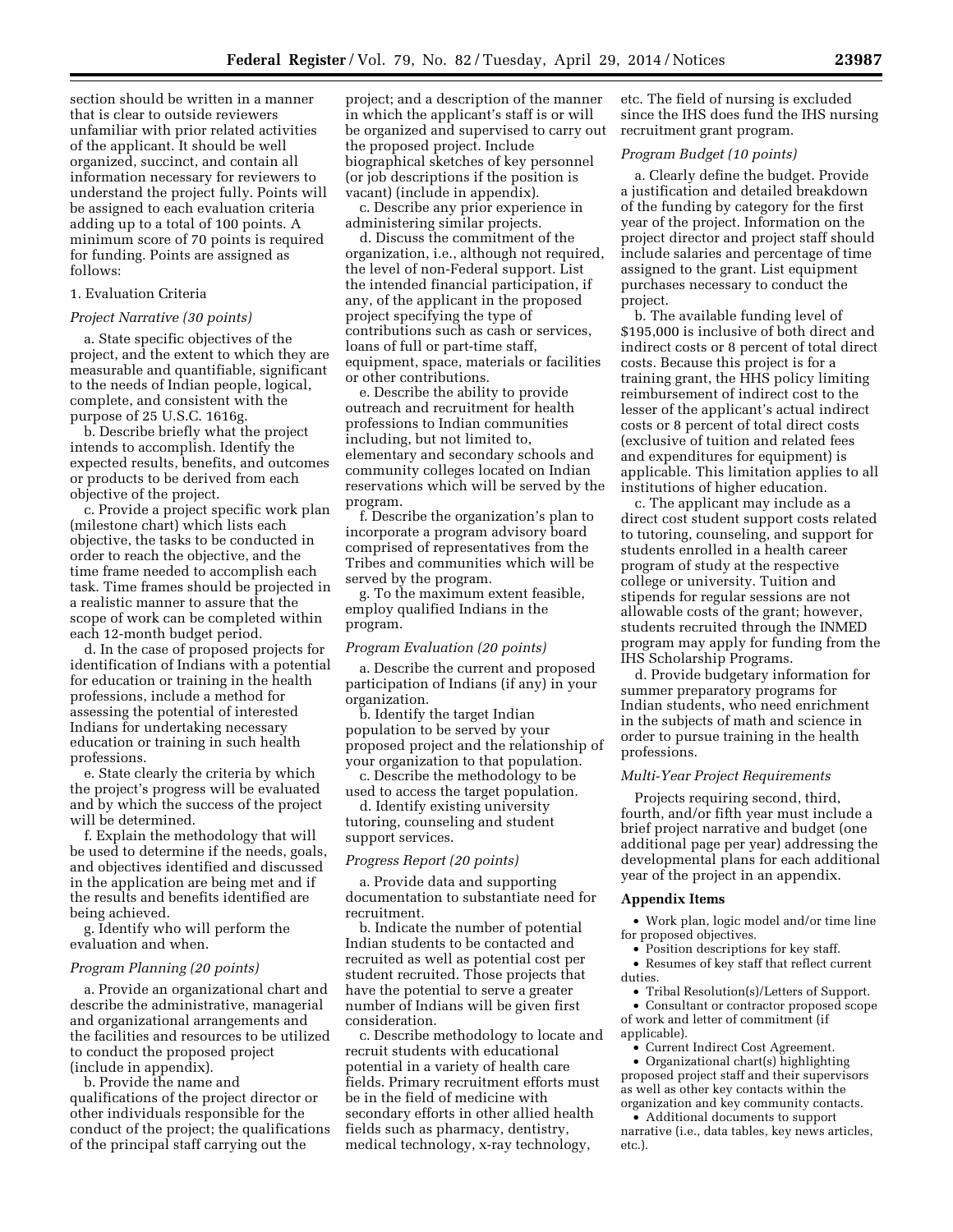section should be written in a manner that is clear to outside reviewers unfamiliar with prior related activities of the applicant. It should be well organized, succinct, and contain all information necessary for reviewers to understand the project fully. Points will be assigned to each evaluation criteria adding up to a total of 100 points. A minimum score of 70 points is required for funding. Points are assigned as follows:

1. Evaluation Criteria

*Project Narrative (30 points)*

a. State specific objectives of the project, and the extent to which they are measurable and quantifiable, significant to the needs of Indian people, logical, complete, and consistent with the purpose of 25 U.S.C. 1616g.

b. Describe briefly what the project intends to accomplish. Identify the expected results, benefits, and outcomes or products to be derived from each objective of the project.

c. Provide a project specific work plan (milestone chart) which lists each objective, the tasks to be conducted in order to reach the objective, and the time frame needed to accomplish each task. Time frames should be projected in a realistic manner to assure that the scope of work can be completed within each 12-month budget period.

d. In the case of proposed projects for identification of Indians with a potential for education or training in the health professions, include a method for assessing the potential of interested Indians for undertaking necessary education or training in such health professions.

e. State clearly the criteria by which the project's progress will be evaluated and by which the success of the project will be determined.

f. Explain the methodology that will be used to determine if the needs, goals, and objectives identified and discussed in the application are being met and if the results and benefits identified are being achieved.

g. Identify who will perform the evaluation and when.

*Program Planning (20 points)*

a. Provide an organizational chart and describe the administrative, managerial and organizational arrangements and the facilities and resources to be utilized to conduct the proposed project (include in appendix).

b. Provide the name and qualifications of the project director or other individuals responsible for the conduct of the project; the qualifications of the principal staff carrying out the project; and a description of the manner in which the applicant's staff is or will be organized and supervised to carry out the proposed project. Include biographical sketches of key personnel (or job descriptions if the position is vacant) (include in appendix).

c. Describe any prior experience in administering similar projects.

d. Discuss the commitment of the organization, i.e., although not required, the level of non-Federal support. List the intended financial participation, if any, of the applicant in the proposed project specifying the type of contributions such as cash or services, loans of full or part-time staff, equipment, space, materials or facilities or other contributions.

e. Describe the ability to provide outreach and recruitment for health professions to Indian communities including, but not limited to, elementary and secondary schools and community colleges located on Indian reservations which will be served by the program.

f. Describe the organization's plan to incorporate a program advisory board comprised of representatives from the Tribes and communities which will be served by the program.

g. To the maximum extent feasible, employ qualified Indians in the program.

*Program Evaluation (20 points)*

a. Describe the current and proposed participation of Indians (if any) in your organization.

b. Identify the target Indian population to be served by your proposed project and the relationship of your organization to that population.

c. Describe the methodology to be used to access the target population.

d. Identify existing university tutoring, counseling and student support services.

*Progress Report (20 points)*

a. Provide data and supporting documentation to substantiate need for recruitment.

b. Indicate the number of potential Indian students to be contacted and recruited as well as potential cost per student recruited. Those projects that have the potential to serve a greater number of Indians will be given first consideration.

c. Describe methodology to locate and recruit students with educational potential in a variety of health care fields. Primary recruitment efforts must be in the field of medicine with secondary efforts in other allied health fields such as pharmacy, dentistry, medical technology, x-ray technology, etc. The field of nursing is excluded since the IHS does fund the IHS nursing recruitment grant program.

*Program Budget (10 points)*

a. Clearly define the budget. Provide a justification and detailed breakdown of the funding by category for the first year of the project. Information on the project director and project staff should include salaries and percentage of time assigned to the grant. List equipment purchases necessary to conduct the project.

b. The available funding level of $195,000 is inclusive of both direct and indirect costs or 8 percent of total direct costs. Because this project is for a training grant, the HHS policy limiting reimbursement of indirect cost to the lesser of the applicant's actual indirect costs or 8 percent of total direct costs (exclusive of tuition and related fees and expenditures for equipment) is applicable. This limitation applies to all institutions of higher education.

c. The applicant may include as a direct cost student support costs related to tutoring, counseling, and support for students enrolled in a health career program of study at the respective college or university. Tuition and stipends for regular sessions are not allowable costs of the grant; however, students recruited through the INMED program may apply for funding from the IHS Scholarship Programs.

d. Provide budgetary information for summer preparatory programs for Indian students, who need enrichment in the subjects of math and science in order to pursue training in the health professions.

*Multi-Year Project Requirements*

Projects requiring second, third, fourth, and/or fifth year must include a brief project narrative and budget (one additional page per year) addressing the developmental plans for each additional year of the project in an appendix.

**Appendix Items**

- Work plan, logic model and/or time line for proposed objectives.
- Position descriptions for key staff.
- Resumes of key staff that reflect current duties.
- Tribal Resolution(s)/Letters of Support.
- Consultant or contractor proposed scope of work and letter of commitment (if applicable).
- Current Indirect Cost Agreement.
- Organizational chart(s) highlighting proposed project staff and their supervisors as well as other key contacts within the organization and key community contacts.
- Additional documents to support narrative (i.e., data tables, key news articles, etc.).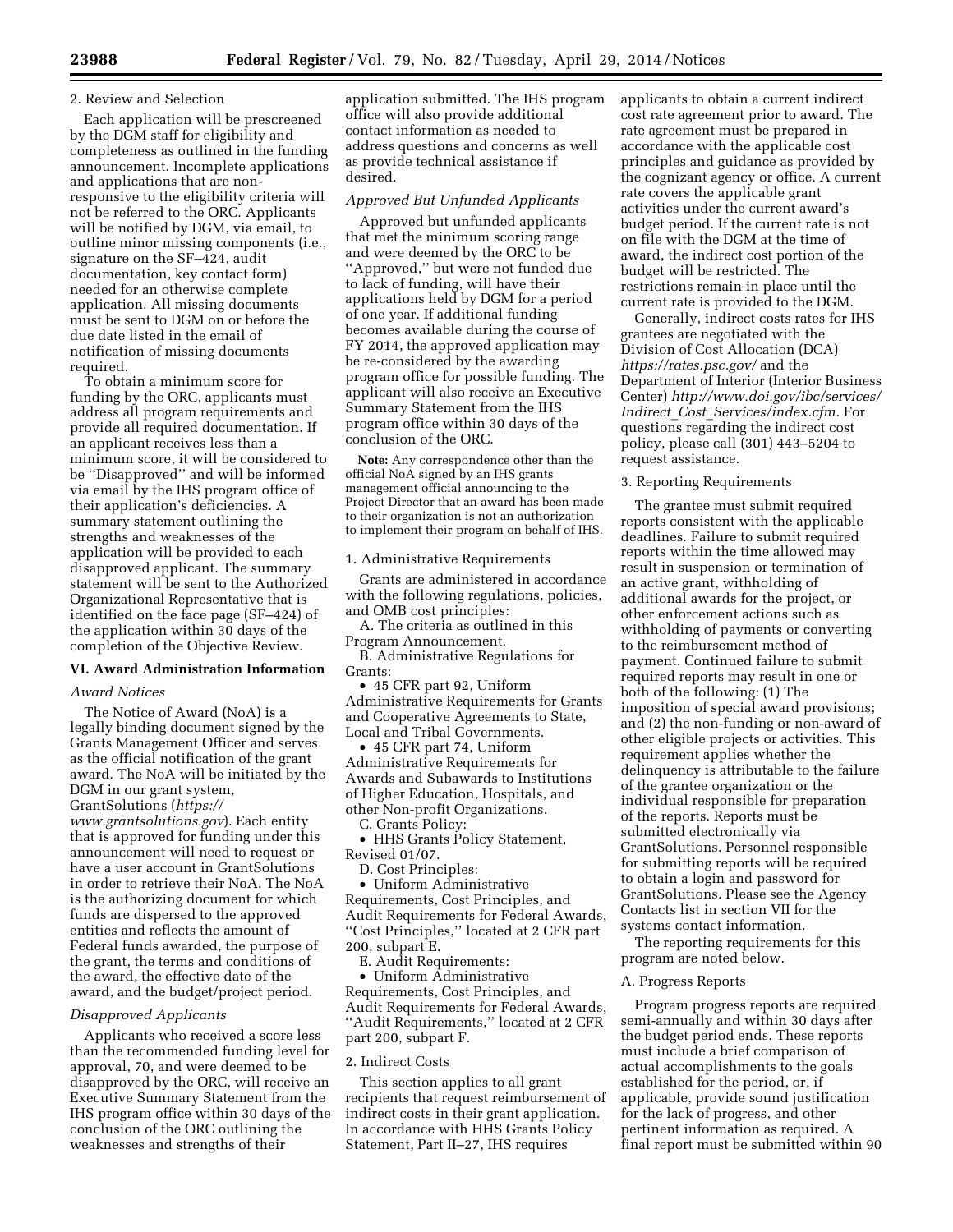2. Review and Selection

Each application will be prescreened by the DGM staff for eligibility and completeness as outlined in the funding announcement. Incomplete applications and applications that are non-responsive to the eligibility criteria will not be referred to the ORC. Applicants will be notified by DGM, via email, to outline minor missing components (i.e., signature on the SF–424, audit documentation, key contact form) needed for an otherwise complete application. All missing documents must be sent to DGM on or before the due date listed in the email of notification of missing documents required.

To obtain a minimum score for funding by the ORC, applicants must address all program requirements and provide all required documentation. If an applicant receives less than a minimum score, it will be considered to be ''Disapproved'' and will be informed via email by the IHS program office of their application's deficiencies. A summary statement outlining the strengths and weaknesses of the application will be provided to each disapproved applicant. The summary statement will be sent to the Authorized Organizational Representative that is identified on the face page (SF–424) of the application within 30 days of the completion of the Objective Review.

## VI. Award Administration Information

*Award Notices*

The Notice of Award (NoA) is a legally binding document signed by the Grants Management Officer and serves as the official notification of the grant award. The NoA will be initiated by the DGM in our grant system, GrantSolutions (*https://www.grantsolutions.gov*). Each entity that is approved for funding under this announcement will need to request or have a user account in GrantSolutions in order to retrieve their NoA. The NoA is the authorizing document for which funds are dispersed to the approved entities and reflects the amount of Federal funds awarded, the purpose of the grant, the terms and conditions of the award, the effective date of the award, and the budget/project period.

*Disapproved Applicants*

Applicants who received a score less than the recommended funding level for approval, 70, and were deemed to be disapproved by the ORC, will receive an Executive Summary Statement from the IHS program office within 30 days of the conclusion of the ORC outlining the weaknesses and strengths of their application submitted. The IHS program office will also provide additional contact information as needed to address questions and concerns as well as provide technical assistance if desired.

*Approved But Unfunded Applicants*

Approved but unfunded applicants that met the minimum scoring range and were deemed by the ORC to be ''Approved,'' but were not funded due to lack of funding, will have their applications held by DGM for a period of one year. If additional funding becomes available during the course of FY 2014, the approved application may be re-considered by the awarding program office for possible funding. The applicant will also receive an Executive Summary Statement from the IHS program office within 30 days of the conclusion of the ORC.

**Note:** Any correspondence other than the official NoA signed by an IHS grants management official announcing to the Project Director that an award has been made to their organization is not an authorization to implement their program on behalf of IHS.

1. Administrative Requirements

Grants are administered in accordance with the following regulations, policies, and OMB cost principles:

A. The criteria as outlined in this Program Announcement.

B. Administrative Regulations for Grants:

- 45 CFR part 92, Uniform Administrative Requirements for Grants and Cooperative Agreements to State, Local and Tribal Governments.
- 45 CFR part 74, Uniform Administrative Requirements for Awards and Subawards to Institutions of Higher Education, Hospitals, and other Non-profit Organizations.

C. Grants Policy:

- HHS Grants Policy Statement, Revised 01/07.

D. Cost Principles:

- Uniform Administrative Requirements, Cost Principles, and Audit Requirements for Federal Awards, ''Cost Principles,'' located at 2 CFR part 200, subpart E.

E. Audit Requirements:

- Uniform Administrative Requirements, Cost Principles, and Audit Requirements for Federal Awards, ''Audit Requirements,'' located at 2 CFR part 200, subpart F.

2. Indirect Costs

This section applies to all grant recipients that request reimbursement of indirect costs in their grant application. In accordance with HHS Grants Policy Statement, Part II–27, IHS requires applicants to obtain a current indirect cost rate agreement prior to award. The rate agreement must be prepared in accordance with the applicable cost principles and guidance as provided by the cognizant agency or office. A current rate covers the applicable grant activities under the current award's budget period. If the current rate is not on file with the DGM at the time of award, the indirect cost portion of the budget will be restricted. The restrictions remain in place until the current rate is provided to the DGM.

Generally, indirect costs rates for IHS grantees are negotiated with the Division of Cost Allocation (DCA) *https://rates.psc.gov/* and the Department of Interior (Interior Business Center) *http://www.doi.gov/ibc/services/Indirect_Cost_Services/index.cfm.* For questions regarding the indirect cost policy, please call (301) 443–5204 to request assistance.

3. Reporting Requirements

The grantee must submit required reports consistent with the applicable deadlines. Failure to submit required reports within the time allowed may result in suspension or termination of an active grant, withholding of additional awards for the project, or other enforcement actions such as withholding of payments or converting to the reimbursement method of payment. Continued failure to submit required reports may result in one or both of the following: (1) The imposition of special award provisions; and (2) the non-funding or non-award of other eligible projects or activities. This requirement applies whether the delinquency is attributable to the failure of the grantee organization or the individual responsible for preparation of the reports. Reports must be submitted electronically via GrantSolutions. Personnel responsible for submitting reports will be required to obtain a login and password for GrantSolutions. Please see the Agency Contacts list in section VII for the systems contact information.

The reporting requirements for this program are noted below.

A. Progress Reports

Program progress reports are required semi-annually and within 30 days after the budget period ends. These reports must include a brief comparison of actual accomplishments to the goals established for the period, or, if applicable, provide sound justification for the lack of progress, and other pertinent information as required. A final report must be submitted within 90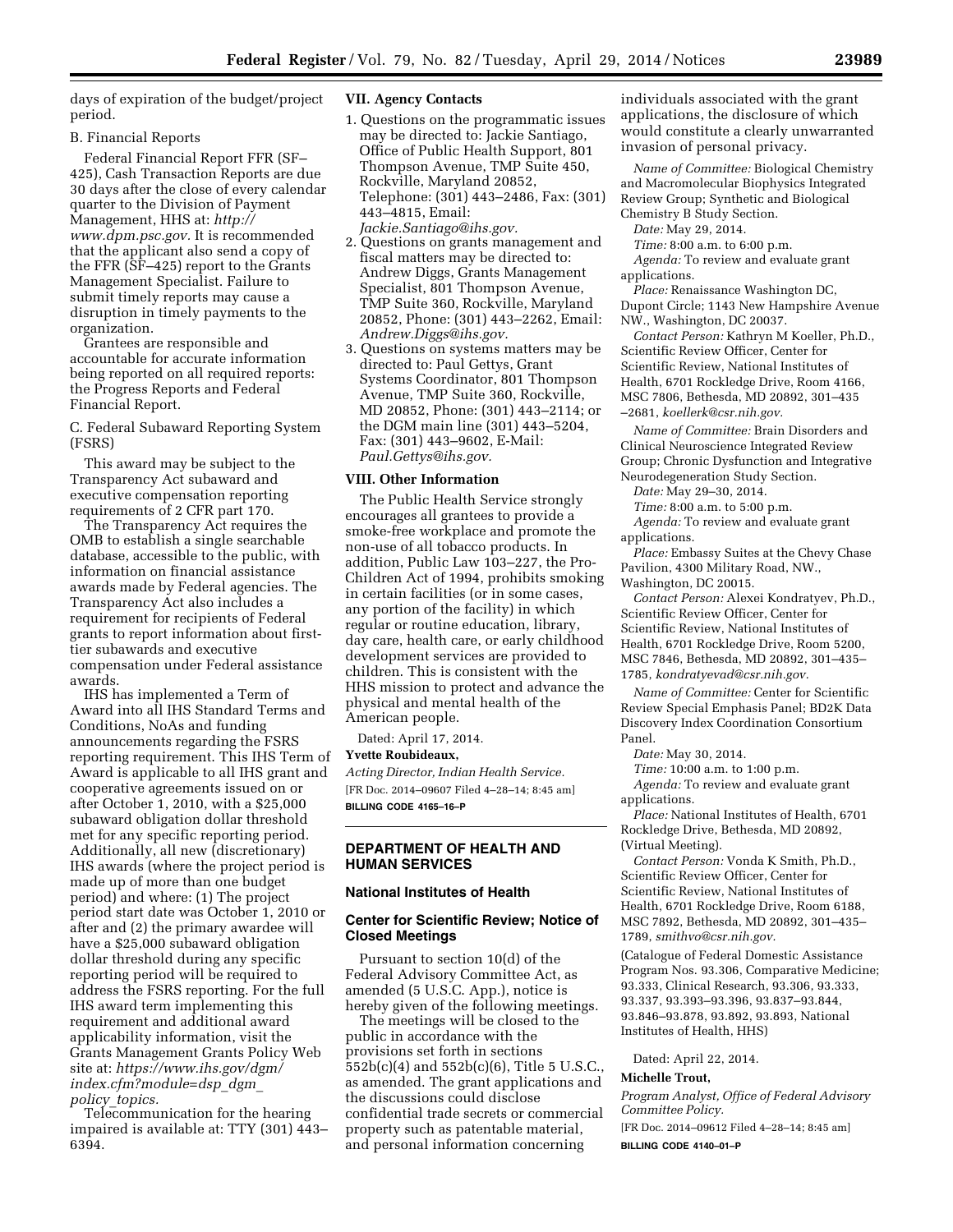days of expiration of the budget/project period.

B. Financial Reports

Federal Financial Report FFR (SF–425), Cash Transaction Reports are due 30 days after the close of every calendar quarter to the Division of Payment Management, HHS at: *http://www.dpm.psc.gov.* It is recommended that the applicant also send a copy of the FFR (SF–425) report to the Grants Management Specialist. Failure to submit timely reports may cause a disruption in timely payments to the organization.

Grantees are responsible and accountable for accurate information being reported on all required reports: the Progress Reports and Federal Financial Report.

C. Federal Subaward Reporting System (FSRS)

This award may be subject to the Transparency Act subaward and executive compensation reporting requirements of 2 CFR part 170.

The Transparency Act requires the OMB to establish a single searchable database, accessible to the public, with information on financial assistance awards made by Federal agencies. The Transparency Act also includes a requirement for recipients of Federal grants to report information about first-tier subawards and executive compensation under Federal assistance awards.

IHS has implemented a Term of Award into all IHS Standard Terms and Conditions, NoAs and funding announcements regarding the FSRS reporting requirement. This IHS Term of Award is applicable to all IHS grant and cooperative agreements issued on or after October 1, 2010, with a $25,000 subaward obligation dollar threshold met for any specific reporting period. Additionally, all new (discretionary) IHS awards (where the project period is made up of more than one budget period) and where: (1) The project period start date was October 1, 2010 or after and (2) the primary awardee will have a $25,000 subaward obligation dollar threshold during any specific reporting period will be required to address the FSRS reporting. For the full IHS award term implementing this requirement and additional award applicability information, visit the Grants Management Grants Policy Web site at: *https://www.ihs.gov/dgm/index.cfm?module=dsp_dgm_policy_topics.*

Telecommunication for the hearing impaired is available at: TTY (301) 443–6394.

**VII. Agency Contacts**

1. Questions on the programmatic issues may be directed to: Jackie Santiago, Office of Public Health Support, 801 Thompson Avenue, TMP Suite 450, Rockville, Maryland 20852, Telephone: (301) 443–2486, Fax: (301) 443–4815, Email: *Jackie.Santiago@ihs.gov.*
2. Questions on grants management and fiscal matters may be directed to: Andrew Diggs, Grants Management Specialist, 801 Thompson Avenue, TMP Suite 360, Rockville, Maryland 20852, Phone: (301) 443–2262, Email: *Andrew.Diggs@ihs.gov.*
3. Questions on systems matters may be directed to: Paul Gettys, Grant Systems Coordinator, 801 Thompson Avenue, TMP Suite 360, Rockville, MD 20852, Phone: (301) 443–2114; or the DGM main line (301) 443–5204, Fax: (301) 443–9602, E-Mail: *Paul.Gettys@ihs.gov.*

**VIII. Other Information**

The Public Health Service strongly encourages all grantees to provide a smoke-free workplace and promote the non-use of all tobacco products. In addition, Public Law 103–227, the Pro-Children Act of 1994, prohibits smoking in certain facilities (or in some cases, any portion of the facility) in which regular or routine education, library, day care, health care, or early childhood development services are provided to children. This is consistent with the HHS mission to protect and advance the physical and mental health of the American people.

Dated: April 17, 2014.

**Yvette Roubideaux,**

*Acting Director, Indian Health Service.*

[FR Doc. 2014–09607 Filed 4–28–14; 8:45 am]

**BILLING CODE 4165–16–P**

## DEPARTMENT OF HEALTH AND HUMAN SERVICES

### National Institutes of Health

### Center for Scientific Review; Notice of Closed Meetings

Pursuant to section 10(d) of the Federal Advisory Committee Act, as amended (5 U.S.C. App.), notice is hereby given of the following meetings.

The meetings will be closed to the public in accordance with the provisions set forth in sections 552b(c)(4) and 552b(c)(6), Title 5 U.S.C., as amended. The grant applications and the discussions could disclose confidential trade secrets or commercial property such as patentable material, and personal information concerning individuals associated with the grant applications, the disclosure of which would constitute a clearly unwarranted invasion of personal privacy.

*Name of Committee:* Biological Chemistry and Macromolecular Biophysics Integrated Review Group; Synthetic and Biological Chemistry B Study Section.

*Date:* May 29, 2014.

*Time:* 8:00 a.m. to 6:00 p.m.

*Agenda:* To review and evaluate grant applications.

*Place:* Renaissance Washington DC, Dupont Circle; 1143 New Hampshire Avenue NW., Washington, DC 20037.

*Contact Person:* Kathryn M Koeller, Ph.D., Scientific Review Officer, Center for Scientific Review, National Institutes of Health, 6701 Rockledge Drive, Room 4166, MSC 7806, Bethesda, MD 20892, 301–435–2681, *koellerk@csr.nih.gov.*

*Name of Committee:* Brain Disorders and Clinical Neuroscience Integrated Review Group; Chronic Dysfunction and Integrative Neurodegeneration Study Section.

*Date:* May 29–30, 2014.

*Time:* 8:00 a.m. to 5:00 p.m.

*Agenda:* To review and evaluate grant applications.

*Place:* Embassy Suites at the Chevy Chase Pavilion, 4300 Military Road, NW., Washington, DC 20015.

*Contact Person:* Alexei Kondratyev, Ph.D., Scientific Review Officer, Center for Scientific Review, National Institutes of Health, 6701 Rockledge Drive, Room 5200, MSC 7846, Bethesda, MD 20892, 301–435–1785, *kondratyevad@csr.nih.gov.*

*Name of Committee:* Center for Scientific Review Special Emphasis Panel; BD2K Data Discovery Index Coordination Consortium Panel.

*Date:* May 30, 2014.

*Time:* 10:00 a.m. to 1:00 p.m.

*Agenda:* To review and evaluate grant applications.

*Place:* National Institutes of Health, 6701 Rockledge Drive, Bethesda, MD 20892, (Virtual Meeting).

*Contact Person:* Vonda K Smith, Ph.D., Scientific Review Officer, Center for Scientific Review, National Institutes of Health, 6701 Rockledge Drive, Room 6188, MSC 7892, Bethesda, MD 20892, 301–435–1789, *smithvo@csr.nih.gov.*

(Catalogue of Federal Domestic Assistance Program Nos. 93.306, Comparative Medicine; 93.333, Clinical Research, 93.306, 93.333, 93.337, 93.393–93.396, 93.837–93.844, 93.846–93.878, 93.892, 93.893, National Institutes of Health, HHS)

Dated: April 22, 2014.

**Michelle Trout,**

*Program Analyst, Office of Federal Advisory Committee Policy.*

[FR Doc. 2014–09612 Filed 4–28–14; 8:45 am]

**BILLING CODE 4140–01–P**